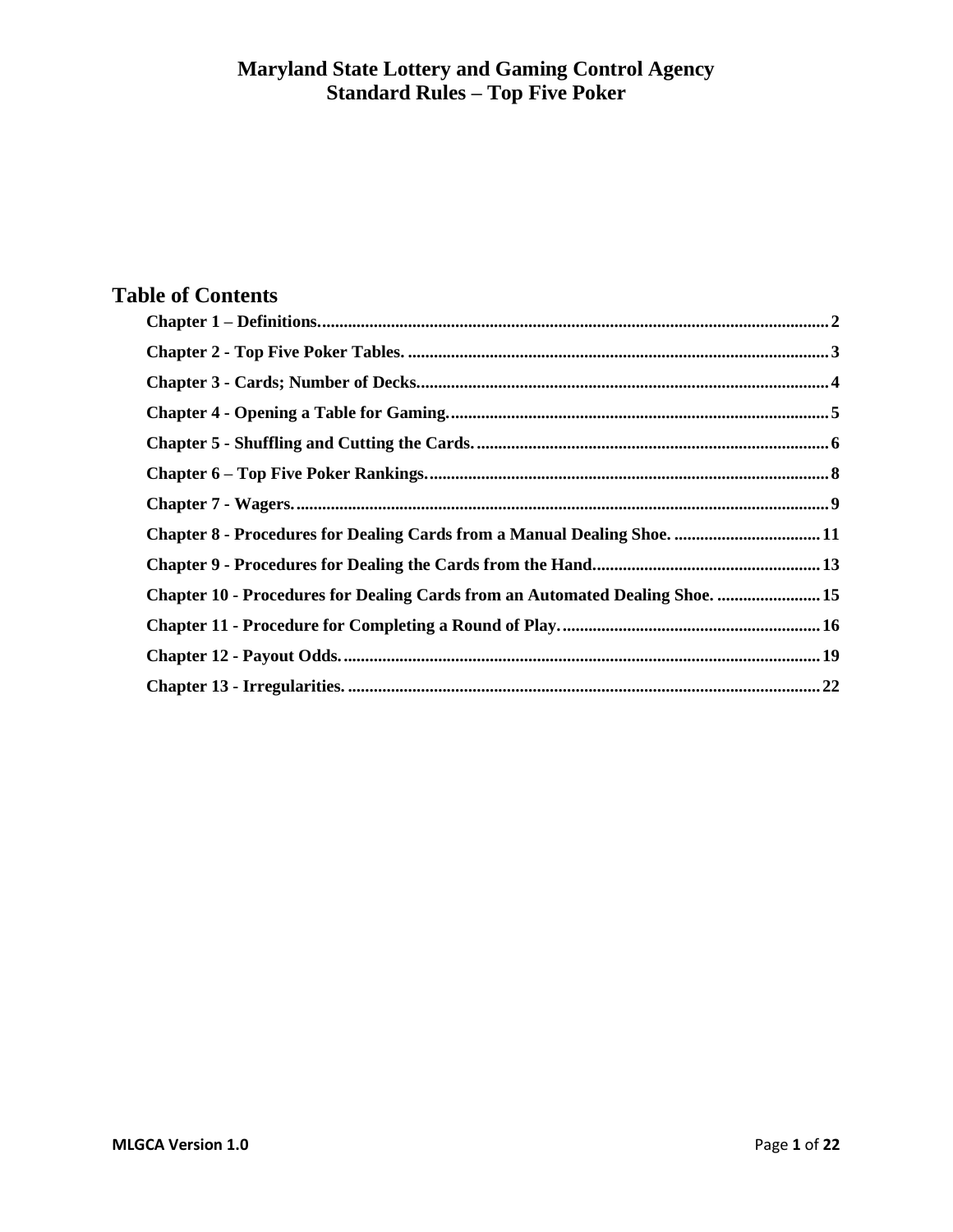# Maryland State Lottery and Gaming Control Agency
# Standard Rules – Top Five Poker

## Table of Contents

- **Chapter 1 – Definitions.** 2
- **Chapter 2 - Top Five Poker Tables.** 3
- **Chapter 3 - Cards; Number of Decks.** 4
- **Chapter 4 - Opening a Table for Gaming.** 5
- **Chapter 5 - Shuffling and Cutting the Cards.** 6
- **Chapter 6 – Top Five Poker Rankings.** 8
- **Chapter 7 - Wagers.** 9
- **Chapter 8 - Procedures for Dealing Cards from a Manual Dealing Shoe.** 11
- **Chapter 9 - Procedures for Dealing the Cards from the Hand.** 13
- **Chapter 10 - Procedures for Dealing Cards from an Automated Dealing Shoe.** 15
- **Chapter 11 - Procedure for Completing a Round of Play.** 16
- **Chapter 12 - Payout Odds.** 19
- **Chapter 13 - Irregularities.** 22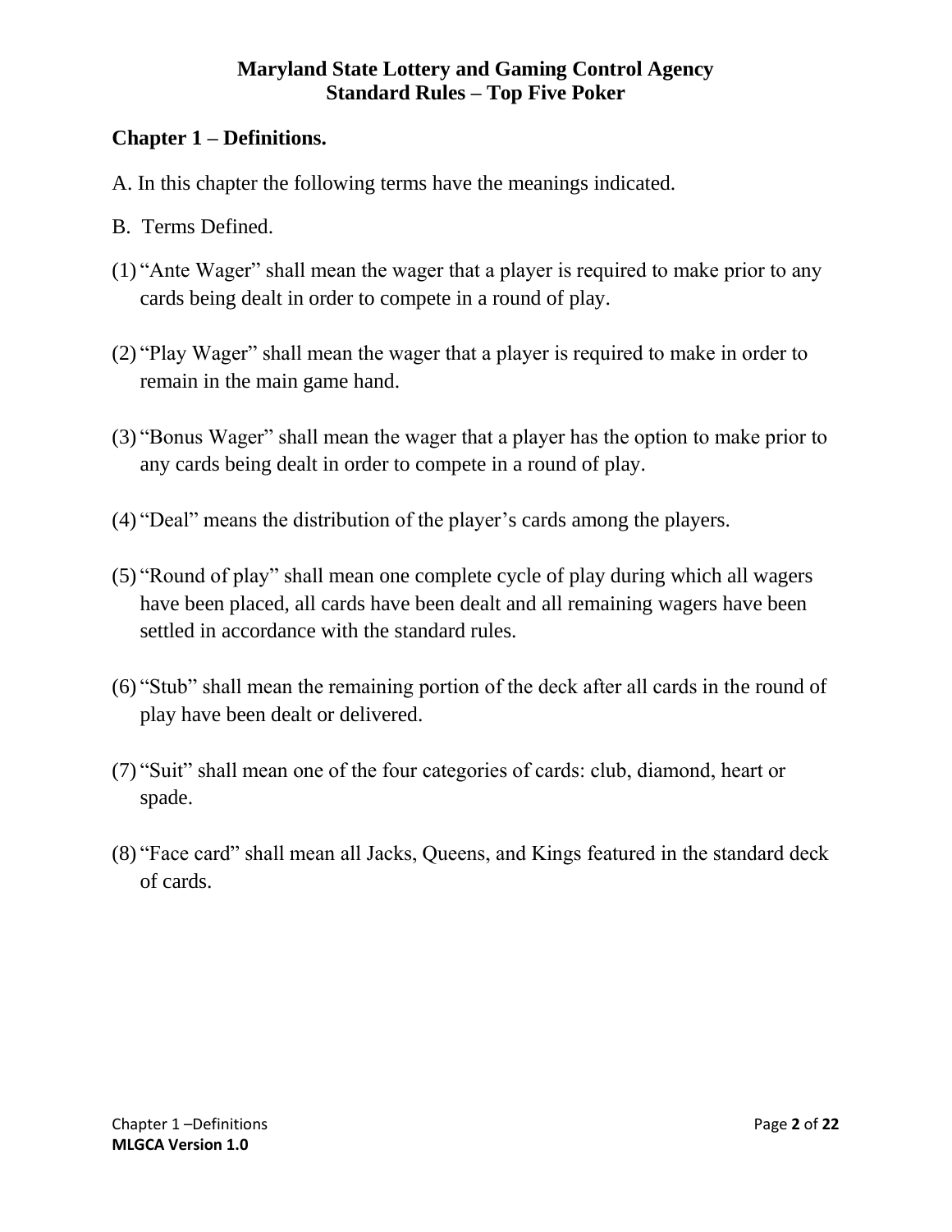# Maryland State Lottery and Gaming Control Agency
# Standard Rules – Top Five Poker

## Chapter 1 – Definitions.

A. In this chapter the following terms have the meanings indicated.

B. Terms Defined.

(1) "Ante Wager" shall mean the wager that a player is required to make prior to any cards being dealt in order to compete in a round of play.

(2) "Play Wager" shall mean the wager that a player is required to make in order to remain in the main game hand.

(3) "Bonus Wager" shall mean the wager that a player has the option to make prior to any cards being dealt in order to compete in a round of play.

(4) "Deal" means the distribution of the player's cards among the players.

(5) "Round of play" shall mean one complete cycle of play during which all wagers have been placed, all cards have been dealt and all remaining wagers have been settled in accordance with the standard rules.

(6) "Stub" shall mean the remaining portion of the deck after all cards in the round of play have been dealt or delivered.

(7) "Suit" shall mean one of the four categories of cards: club, diamond, heart or spade.

(8) "Face card" shall mean all Jacks, Queens, and Kings featured in the standard deck of cards.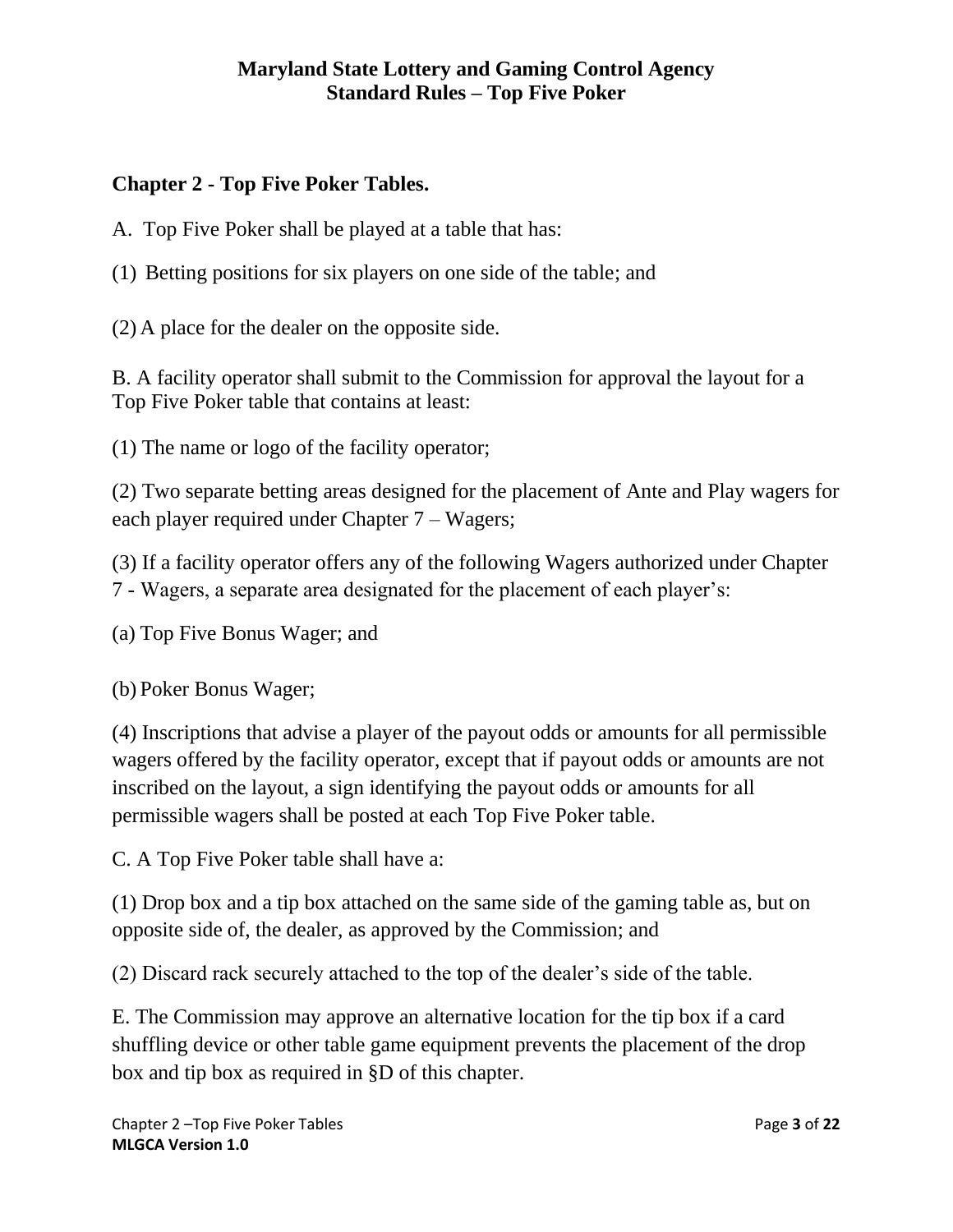## Chapter 2 - Top Five Poker Tables.

A. Top Five Poker shall be played at a table that has:

(1) Betting positions for six players on one side of the table; and

(2) A place for the dealer on the opposite side.

B. A facility operator shall submit to the Commission for approval the layout for a Top Five Poker table that contains at least:

(1) The name or logo of the facility operator;

(2) Two separate betting areas designed for the placement of Ante and Play wagers for each player required under Chapter 7 – Wagers;

(3) If a facility operator offers any of the following Wagers authorized under Chapter 7 - Wagers, a separate area designated for the placement of each player's:

(a) Top Five Bonus Wager; and

(b) Poker Bonus Wager;

(4) Inscriptions that advise a player of the payout odds or amounts for all permissible wagers offered by the facility operator, except that if payout odds or amounts are not inscribed on the layout, a sign identifying the payout odds or amounts for all permissible wagers shall be posted at each Top Five Poker table.

C. A Top Five Poker table shall have a:

(1) Drop box and a tip box attached on the same side of the gaming table as, but on opposite side of, the dealer, as approved by the Commission; and

(2) Discard rack securely attached to the top of the dealer's side of the table.

E. The Commission may approve an alternative location for the tip box if a card shuffling device or other table game equipment prevents the placement of the drop box and tip box as required in §D of this chapter.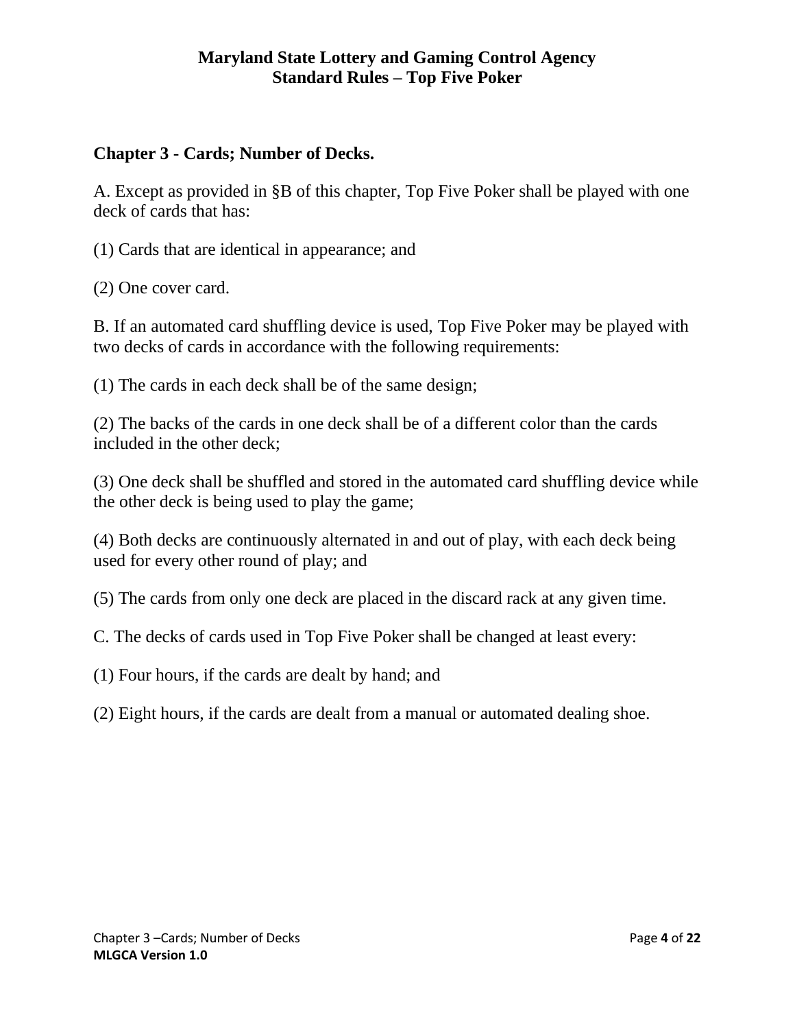## Chapter 3 - Cards; Number of Decks.

A. Except as provided in §B of this chapter, Top Five Poker shall be played with one deck of cards that has:

(1) Cards that are identical in appearance; and

(2) One cover card.

B. If an automated card shuffling device is used, Top Five Poker may be played with two decks of cards in accordance with the following requirements:

(1) The cards in each deck shall be of the same design;

(2) The backs of the cards in one deck shall be of a different color than the cards included in the other deck;

(3) One deck shall be shuffled and stored in the automated card shuffling device while the other deck is being used to play the game;

(4) Both decks are continuously alternated in and out of play, with each deck being used for every other round of play; and

(5) The cards from only one deck are placed in the discard rack at any given time.

C. The decks of cards used in Top Five Poker shall be changed at least every:

(1) Four hours, if the cards are dealt by hand; and

(2) Eight hours, if the cards are dealt from a manual or automated dealing shoe.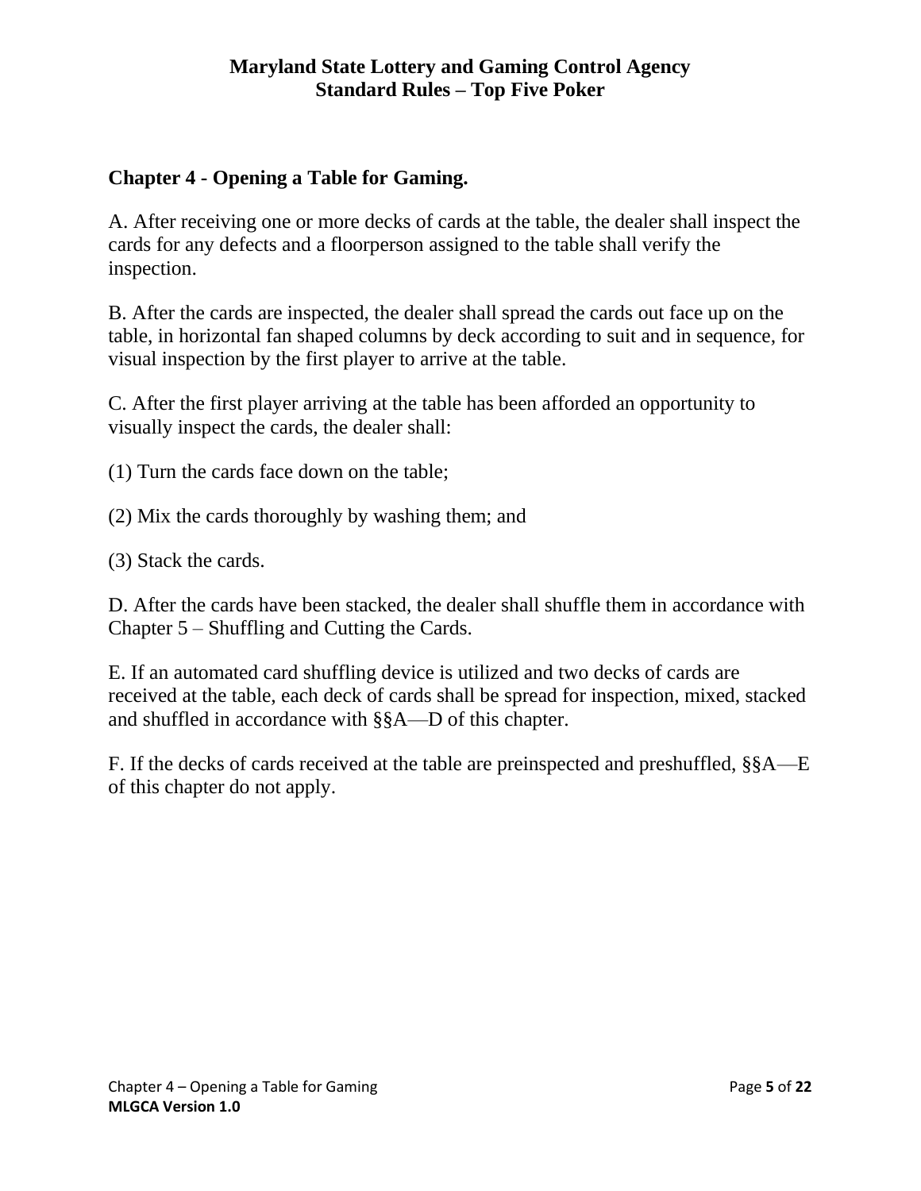## Chapter 4 - Opening a Table for Gaming.

A. After receiving one or more decks of cards at the table, the dealer shall inspect the cards for any defects and a floorperson assigned to the table shall verify the inspection.

B. After the cards are inspected, the dealer shall spread the cards out face up on the table, in horizontal fan shaped columns by deck according to suit and in sequence, for visual inspection by the first player to arrive at the table.

C. After the first player arriving at the table has been afforded an opportunity to visually inspect the cards, the dealer shall:

(1) Turn the cards face down on the table;

(2) Mix the cards thoroughly by washing them; and

(3) Stack the cards.

D. After the cards have been stacked, the dealer shall shuffle them in accordance with Chapter 5 – Shuffling and Cutting the Cards.

E. If an automated card shuffling device is utilized and two decks of cards are received at the table, each deck of cards shall be spread for inspection, mixed, stacked and shuffled in accordance with §§A—D of this chapter.

F. If the decks of cards received at the table are preinspected and preshuffled, §§A—E of this chapter do not apply.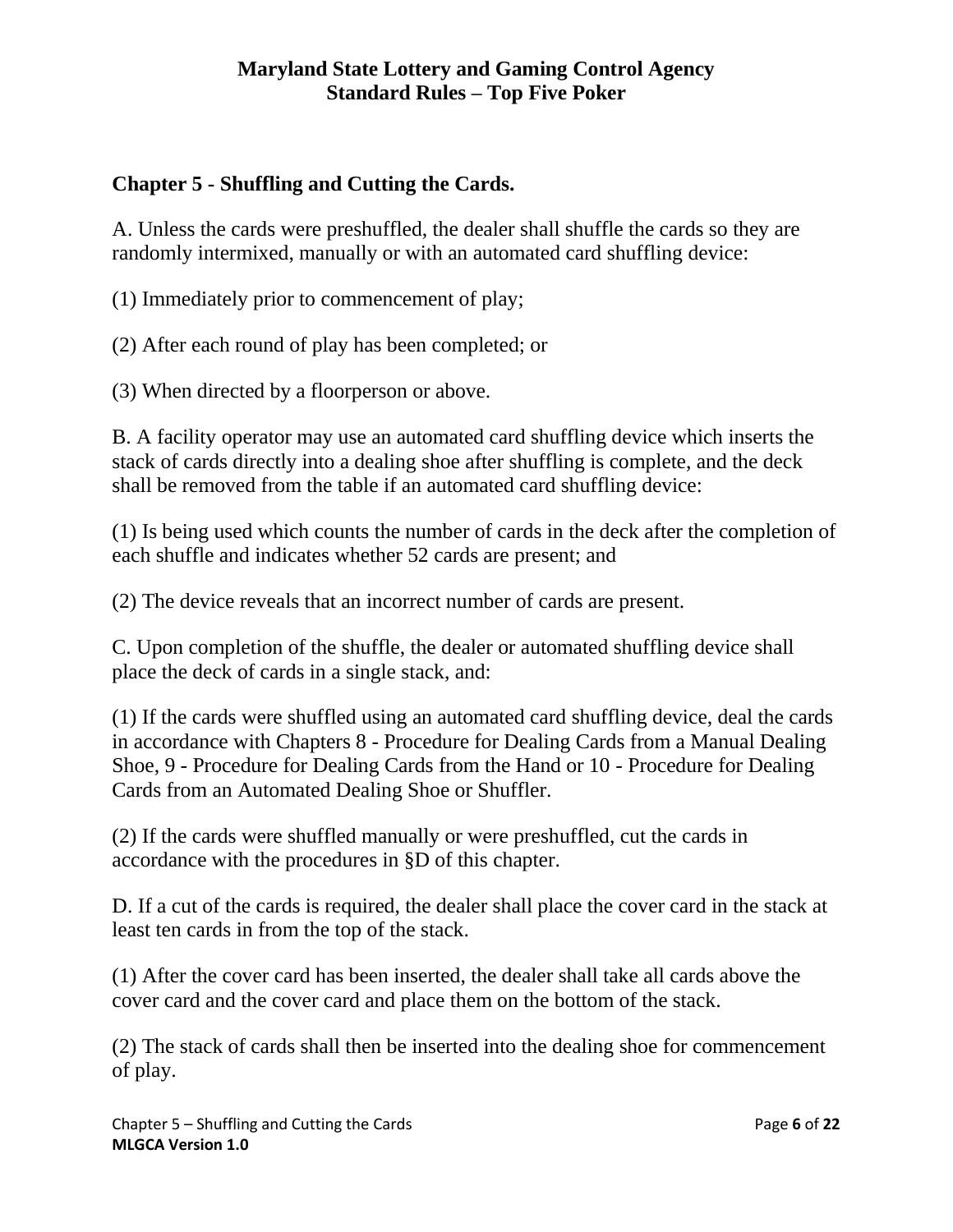## Chapter 5 - Shuffling and Cutting the Cards.

A. Unless the cards were preshuffled, the dealer shall shuffle the cards so they are randomly intermixed, manually or with an automated card shuffling device:

(1) Immediately prior to commencement of play;

(2) After each round of play has been completed; or

(3) When directed by a floorperson or above.

B. A facility operator may use an automated card shuffling device which inserts the stack of cards directly into a dealing shoe after shuffling is complete, and the deck shall be removed from the table if an automated card shuffling device:

(1) Is being used which counts the number of cards in the deck after the completion of each shuffle and indicates whether 52 cards are present; and

(2) The device reveals that an incorrect number of cards are present.

C. Upon completion of the shuffle, the dealer or automated shuffling device shall place the deck of cards in a single stack, and:

(1) If the cards were shuffled using an automated card shuffling device, deal the cards in accordance with Chapters 8 - Procedure for Dealing Cards from a Manual Dealing Shoe, 9 - Procedure for Dealing Cards from the Hand or 10 - Procedure for Dealing Cards from an Automated Dealing Shoe or Shuffler.

(2) If the cards were shuffled manually or were preshuffled, cut the cards in accordance with the procedures in §D of this chapter.

D. If a cut of the cards is required, the dealer shall place the cover card in the stack at least ten cards in from the top of the stack.

(1) After the cover card has been inserted, the dealer shall take all cards above the cover card and the cover card and place them on the bottom of the stack.

(2) The stack of cards shall then be inserted into the dealing shoe for commencement of play.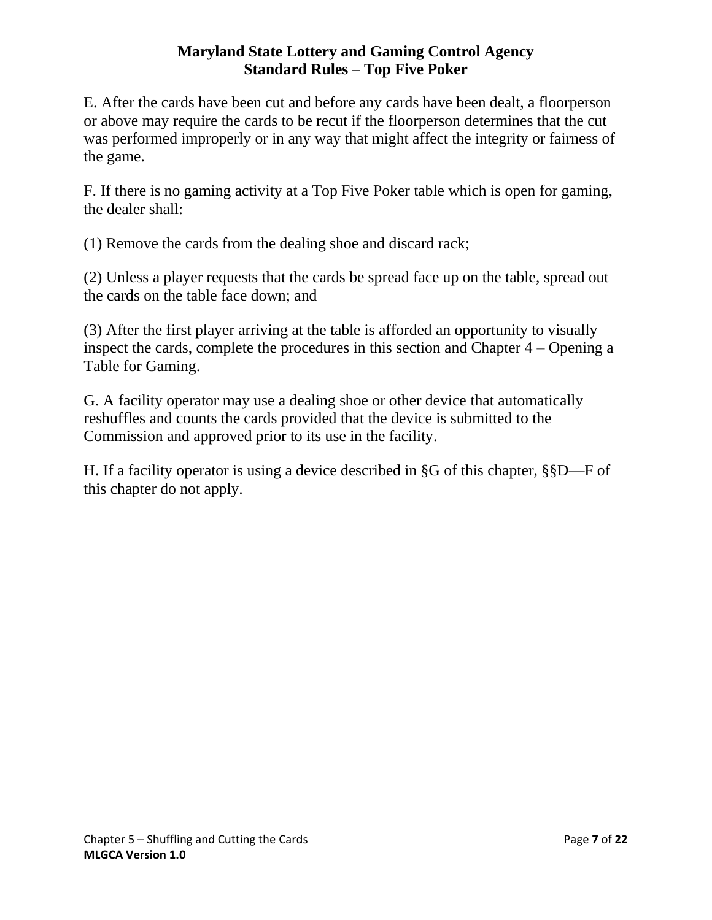E. After the cards have been cut and before any cards have been dealt, a floorperson or above may require the cards to be recut if the floorperson determines that the cut was performed improperly or in any way that might affect the integrity or fairness of the game.

F. If there is no gaming activity at a Top Five Poker table which is open for gaming, the dealer shall:

(1) Remove the cards from the dealing shoe and discard rack;

(2) Unless a player requests that the cards be spread face up on the table, spread out the cards on the table face down; and

(3) After the first player arriving at the table is afforded an opportunity to visually inspect the cards, complete the procedures in this section and Chapter 4 – Opening a Table for Gaming.

G. A facility operator may use a dealing shoe or other device that automatically reshuffles and counts the cards provided that the device is submitted to the Commission and approved prior to its use in the facility.

H. If a facility operator is using a device described in §G of this chapter, §§D—F of this chapter do not apply.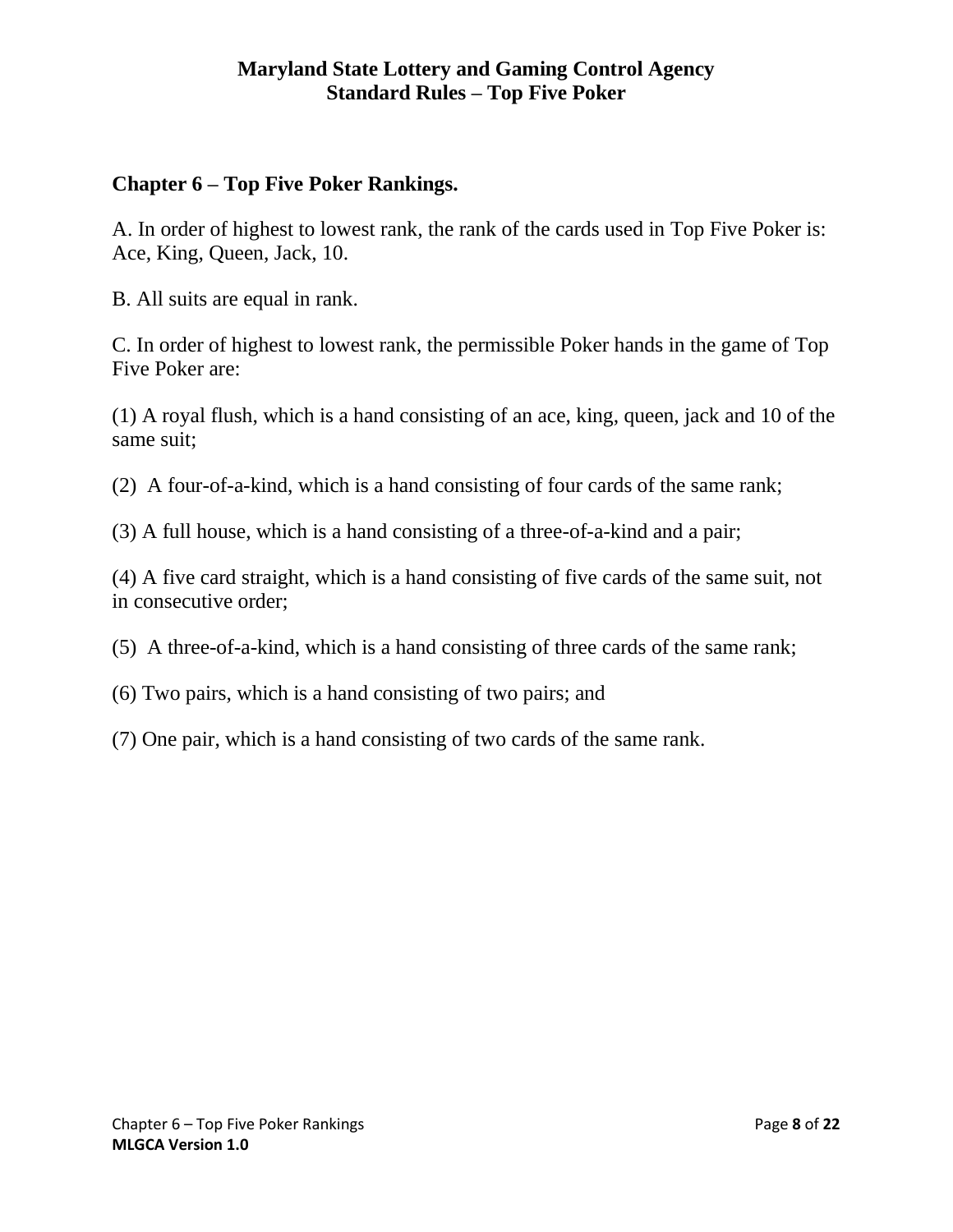## Chapter 6 – Top Five Poker Rankings.

A. In order of highest to lowest rank, the rank of the cards used in Top Five Poker is: Ace, King, Queen, Jack, 10.

B. All suits are equal in rank.

C. In order of highest to lowest rank, the permissible Poker hands in the game of Top Five Poker are:

(1) A royal flush, which is a hand consisting of an ace, king, queen, jack and 10 of the same suit;

(2) A four-of-a-kind, which is a hand consisting of four cards of the same rank;

(3) A full house, which is a hand consisting of a three-of-a-kind and a pair;

(4) A five card straight, which is a hand consisting of five cards of the same suit, not in consecutive order;

(5) A three-of-a-kind, which is a hand consisting of three cards of the same rank;

(6) Two pairs, which is a hand consisting of two pairs; and

(7) One pair, which is a hand consisting of two cards of the same rank.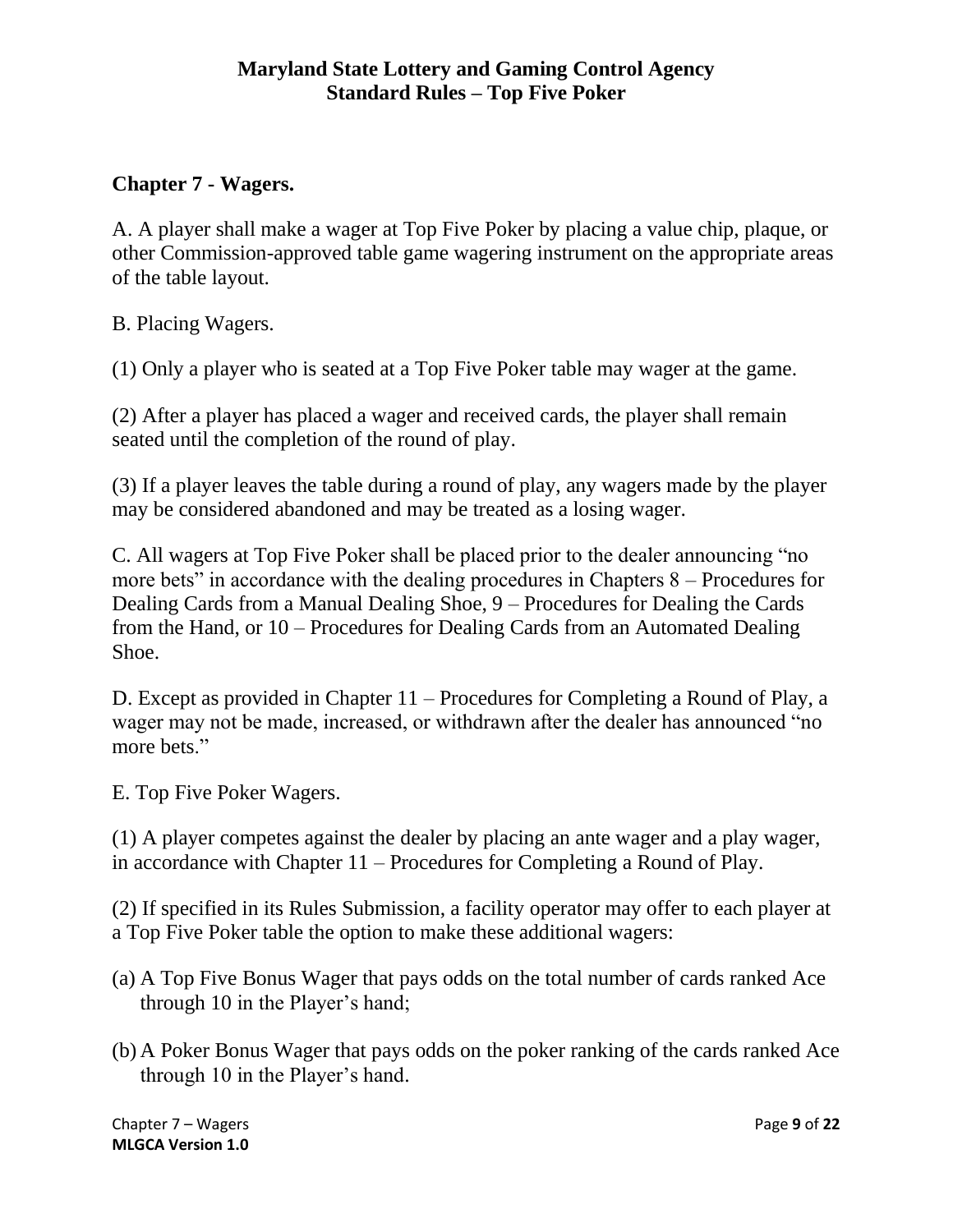## Chapter 7 - Wagers.

A. A player shall make a wager at Top Five Poker by placing a value chip, plaque, or other Commission-approved table game wagering instrument on the appropriate areas of the table layout.

B. Placing Wagers.

(1) Only a player who is seated at a Top Five Poker table may wager at the game.

(2) After a player has placed a wager and received cards, the player shall remain seated until the completion of the round of play.

(3) If a player leaves the table during a round of play, any wagers made by the player may be considered abandoned and may be treated as a losing wager.

C. All wagers at Top Five Poker shall be placed prior to the dealer announcing "no more bets" in accordance with the dealing procedures in Chapters 8 – Procedures for Dealing Cards from a Manual Dealing Shoe, 9 – Procedures for Dealing the Cards from the Hand, or 10 – Procedures for Dealing Cards from an Automated Dealing Shoe.

D. Except as provided in Chapter 11 – Procedures for Completing a Round of Play, a wager may not be made, increased, or withdrawn after the dealer has announced "no more bets."

E. Top Five Poker Wagers.

(1) A player competes against the dealer by placing an ante wager and a play wager, in accordance with Chapter 11 – Procedures for Completing a Round of Play.

(2) If specified in its Rules Submission, a facility operator may offer to each player at a Top Five Poker table the option to make these additional wagers:

(a) A Top Five Bonus Wager that pays odds on the total number of cards ranked Ace through 10 in the Player's hand;

(b) A Poker Bonus Wager that pays odds on the poker ranking of the cards ranked Ace through 10 in the Player's hand.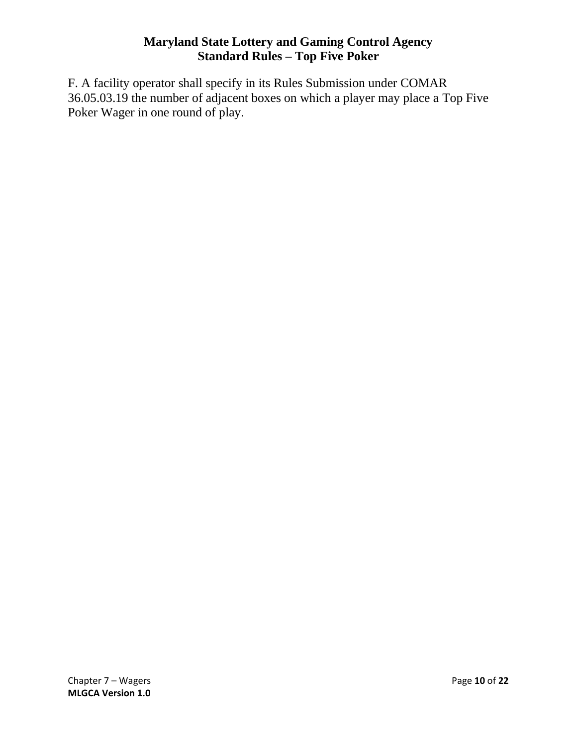F. A facility operator shall specify in its Rules Submission under COMAR 36.05.03.19 the number of adjacent boxes on which a player may place a Top Five Poker Wager in one round of play.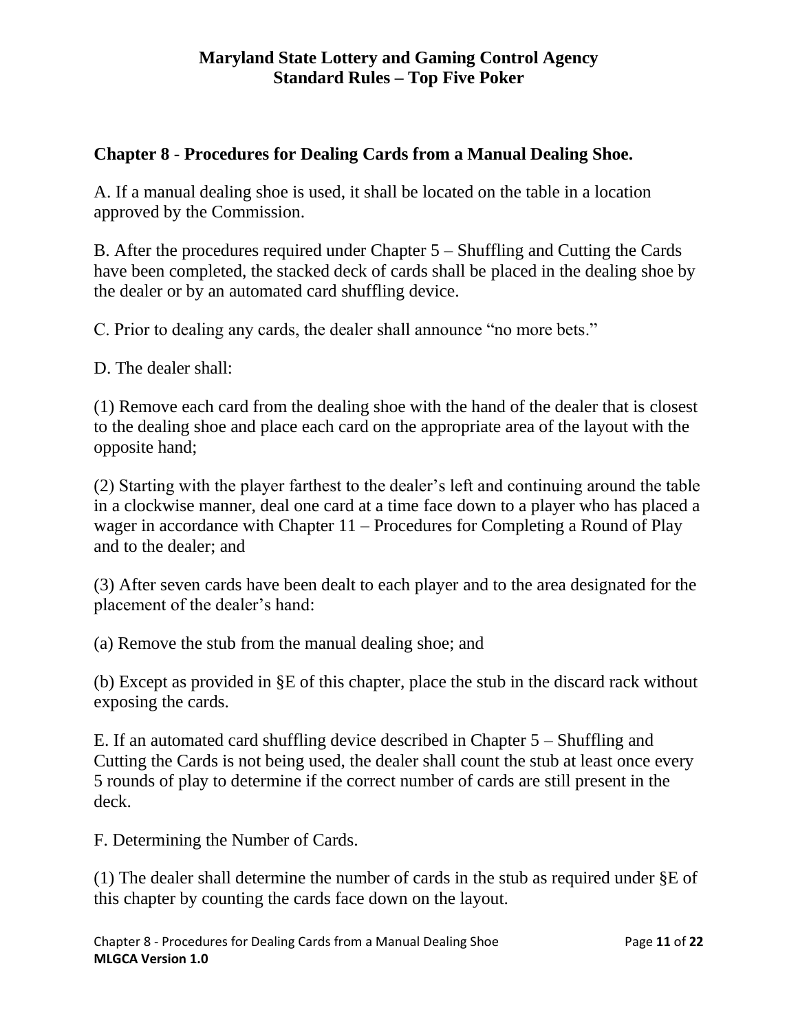## Chapter 8 - Procedures for Dealing Cards from a Manual Dealing Shoe.

A. If a manual dealing shoe is used, it shall be located on the table in a location approved by the Commission.

B. After the procedures required under Chapter 5 – Shuffling and Cutting the Cards have been completed, the stacked deck of cards shall be placed in the dealing shoe by the dealer or by an automated card shuffling device.

C. Prior to dealing any cards, the dealer shall announce "no more bets."

D. The dealer shall:

(1) Remove each card from the dealing shoe with the hand of the dealer that is closest to the dealing shoe and place each card on the appropriate area of the layout with the opposite hand;

(2) Starting with the player farthest to the dealer's left and continuing around the table in a clockwise manner, deal one card at a time face down to a player who has placed a wager in accordance with Chapter 11 – Procedures for Completing a Round of Play and to the dealer; and

(3) After seven cards have been dealt to each player and to the area designated for the placement of the dealer's hand:

(a) Remove the stub from the manual dealing shoe; and

(b) Except as provided in §E of this chapter, place the stub in the discard rack without exposing the cards.

E. If an automated card shuffling device described in Chapter 5 – Shuffling and Cutting the Cards is not being used, the dealer shall count the stub at least once every 5 rounds of play to determine if the correct number of cards are still present in the deck.

F. Determining the Number of Cards.

(1) The dealer shall determine the number of cards in the stub as required under §E of this chapter by counting the cards face down on the layout.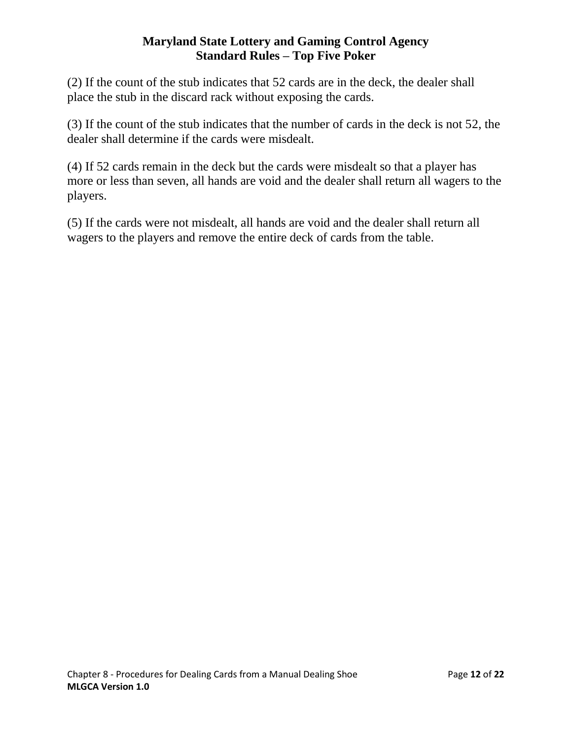(2) If the count of the stub indicates that 52 cards are in the deck, the dealer shall place the stub in the discard rack without exposing the cards.

(3) If the count of the stub indicates that the number of cards in the deck is not 52, the dealer shall determine if the cards were misdealt.

(4) If 52 cards remain in the deck but the cards were misdealt so that a player has more or less than seven, all hands are void and the dealer shall return all wagers to the players.

(5) If the cards were not misdealt, all hands are void and the dealer shall return all wagers to the players and remove the entire deck of cards from the table.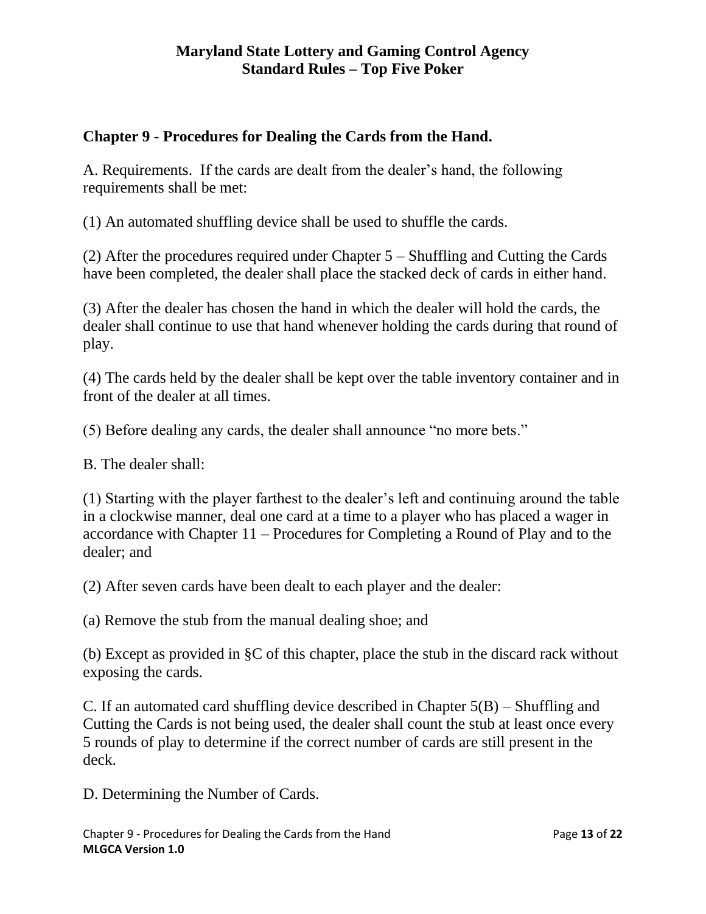## Chapter 9 - Procedures for Dealing the Cards from the Hand.

A. Requirements. If the cards are dealt from the dealer's hand, the following requirements shall be met:

(1) An automated shuffling device shall be used to shuffle the cards.

(2) After the procedures required under Chapter 5 – Shuffling and Cutting the Cards have been completed, the dealer shall place the stacked deck of cards in either hand.

(3) After the dealer has chosen the hand in which the dealer will hold the cards, the dealer shall continue to use that hand whenever holding the cards during that round of play.

(4) The cards held by the dealer shall be kept over the table inventory container and in front of the dealer at all times.

(5) Before dealing any cards, the dealer shall announce "no more bets."

B. The dealer shall:

(1) Starting with the player farthest to the dealer's left and continuing around the table in a clockwise manner, deal one card at a time to a player who has placed a wager in accordance with Chapter 11 – Procedures for Completing a Round of Play and to the dealer; and

(2) After seven cards have been dealt to each player and the dealer:

(a) Remove the stub from the manual dealing shoe; and

(b) Except as provided in §C of this chapter, place the stub in the discard rack without exposing the cards.

C. If an automated card shuffling device described in Chapter 5(B) – Shuffling and Cutting the Cards is not being used, the dealer shall count the stub at least once every 5 rounds of play to determine if the correct number of cards are still present in the deck.

D. Determining the Number of Cards.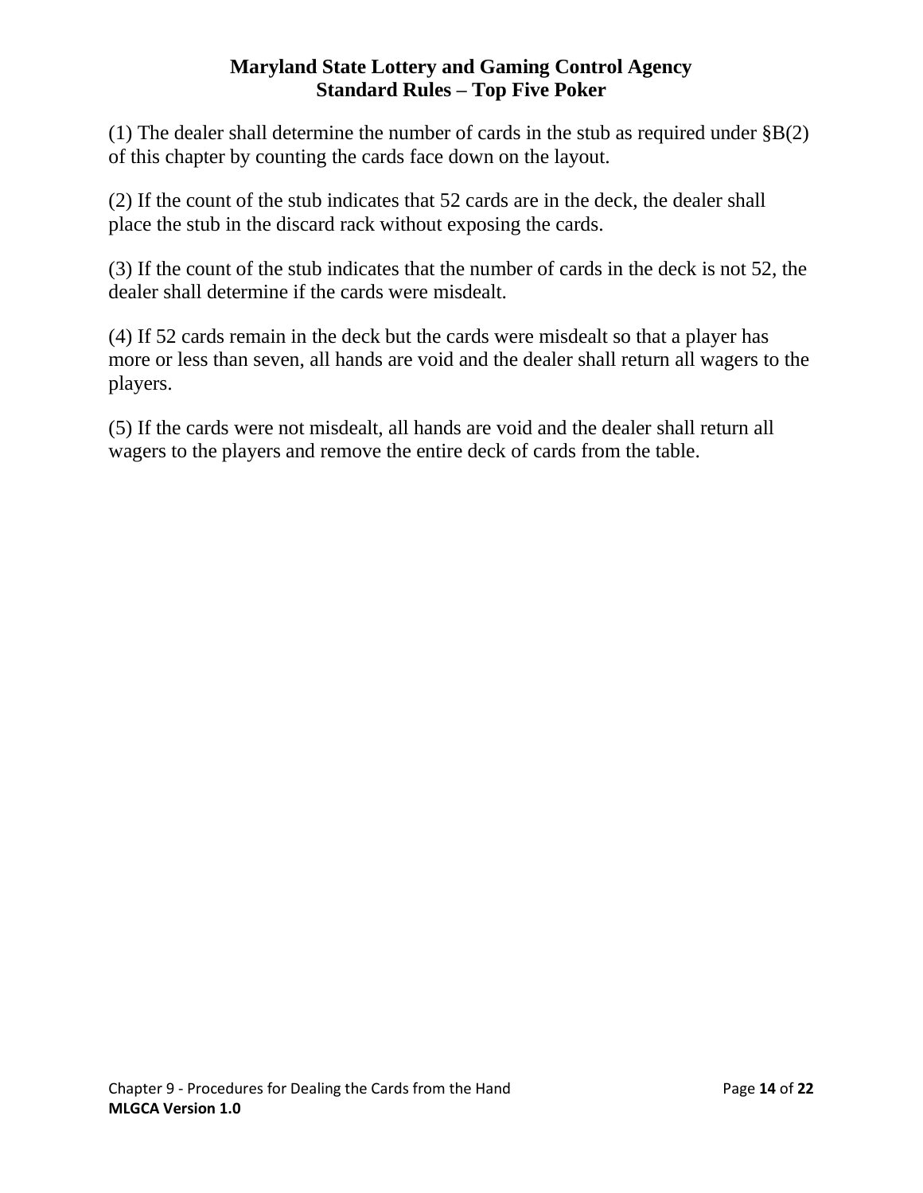(1) The dealer shall determine the number of cards in the stub as required under §B(2) of this chapter by counting the cards face down on the layout.

(2) If the count of the stub indicates that 52 cards are in the deck, the dealer shall place the stub in the discard rack without exposing the cards.

(3) If the count of the stub indicates that the number of cards in the deck is not 52, the dealer shall determine if the cards were misdealt.

(4) If 52 cards remain in the deck but the cards were misdealt so that a player has more or less than seven, all hands are void and the dealer shall return all wagers to the players.

(5) If the cards were not misdealt, all hands are void and the dealer shall return all wagers to the players and remove the entire deck of cards from the table.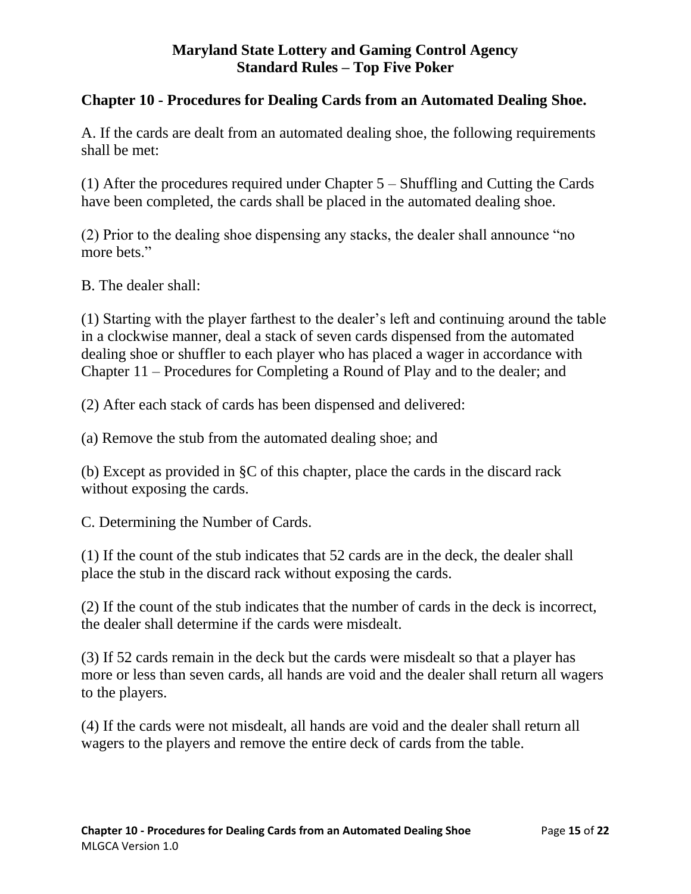## Chapter 10 - Procedures for Dealing Cards from an Automated Dealing Shoe.

A. If the cards are dealt from an automated dealing shoe, the following requirements shall be met:

(1) After the procedures required under Chapter 5 – Shuffling and Cutting the Cards have been completed, the cards shall be placed in the automated dealing shoe.

(2) Prior to the dealing shoe dispensing any stacks, the dealer shall announce "no more bets."

B. The dealer shall:

(1) Starting with the player farthest to the dealer's left and continuing around the table in a clockwise manner, deal a stack of seven cards dispensed from the automated dealing shoe or shuffler to each player who has placed a wager in accordance with Chapter 11 – Procedures for Completing a Round of Play and to the dealer; and

(2) After each stack of cards has been dispensed and delivered:

(a) Remove the stub from the automated dealing shoe; and

(b) Except as provided in §C of this chapter, place the cards in the discard rack without exposing the cards.

C. Determining the Number of Cards.

(1) If the count of the stub indicates that 52 cards are in the deck, the dealer shall place the stub in the discard rack without exposing the cards.

(2) If the count of the stub indicates that the number of cards in the deck is incorrect, the dealer shall determine if the cards were misdealt.

(3) If 52 cards remain in the deck but the cards were misdealt so that a player has more or less than seven cards, all hands are void and the dealer shall return all wagers to the players.

(4) If the cards were not misdealt, all hands are void and the dealer shall return all wagers to the players and remove the entire deck of cards from the table.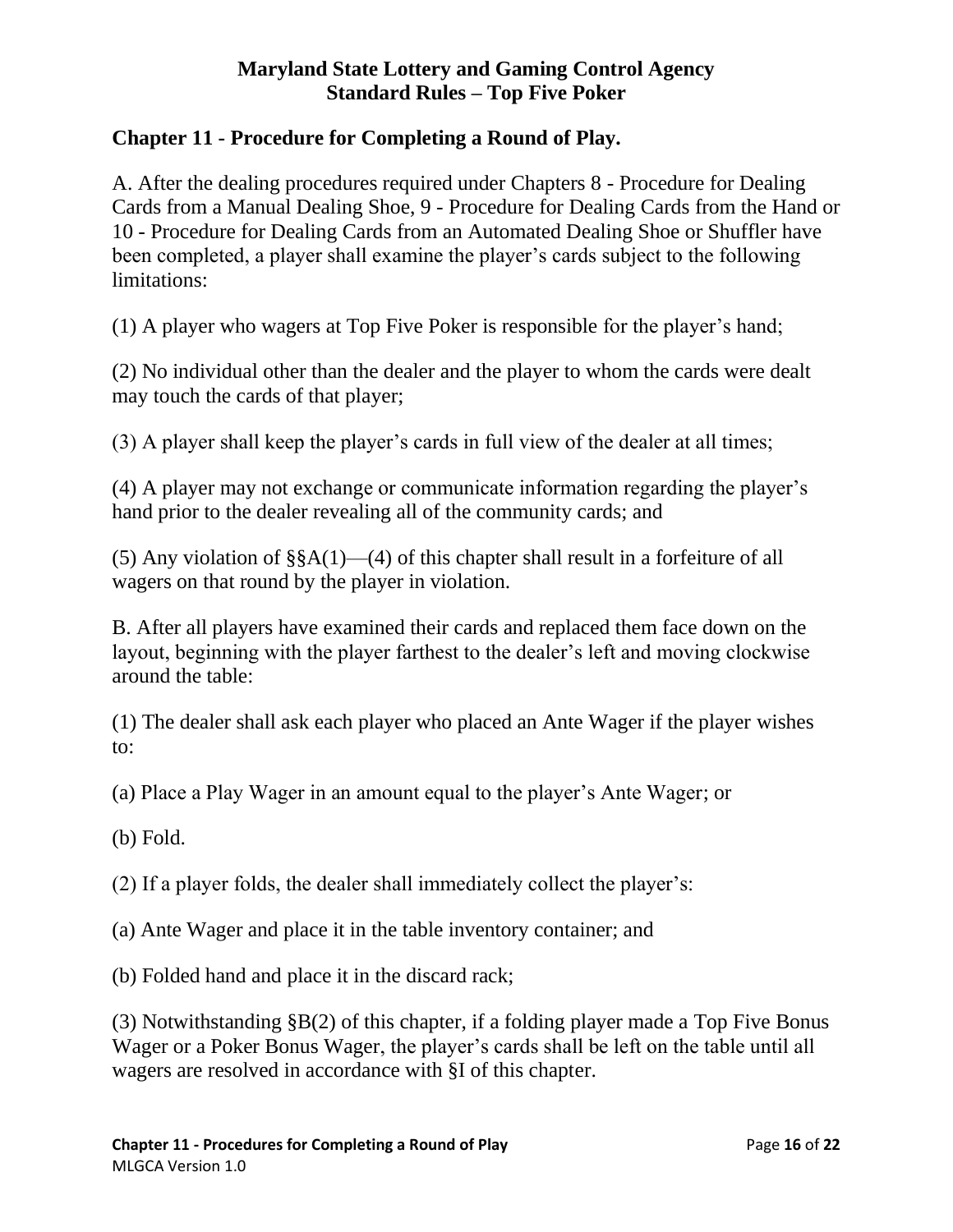## Chapter 11 - Procedure for Completing a Round of Play.

A. After the dealing procedures required under Chapters 8 - Procedure for Dealing Cards from a Manual Dealing Shoe, 9 - Procedure for Dealing Cards from the Hand or 10 - Procedure for Dealing Cards from an Automated Dealing Shoe or Shuffler have been completed, a player shall examine the player's cards subject to the following limitations:

(1) A player who wagers at Top Five Poker is responsible for the player's hand;

(2) No individual other than the dealer and the player to whom the cards were dealt may touch the cards of that player;

(3) A player shall keep the player's cards in full view of the dealer at all times;

(4) A player may not exchange or communicate information regarding the player's hand prior to the dealer revealing all of the community cards; and

(5) Any violation of §§A(1)—(4) of this chapter shall result in a forfeiture of all wagers on that round by the player in violation.

B. After all players have examined their cards and replaced them face down on the layout, beginning with the player farthest to the dealer's left and moving clockwise around the table:

(1) The dealer shall ask each player who placed an Ante Wager if the player wishes to:

(a) Place a Play Wager in an amount equal to the player's Ante Wager; or

(b) Fold.

(2) If a player folds, the dealer shall immediately collect the player's:

(a) Ante Wager and place it in the table inventory container; and

(b) Folded hand and place it in the discard rack;

(3) Notwithstanding §B(2) of this chapter, if a folding player made a Top Five Bonus Wager or a Poker Bonus Wager, the player's cards shall be left on the table until all wagers are resolved in accordance with §I of this chapter.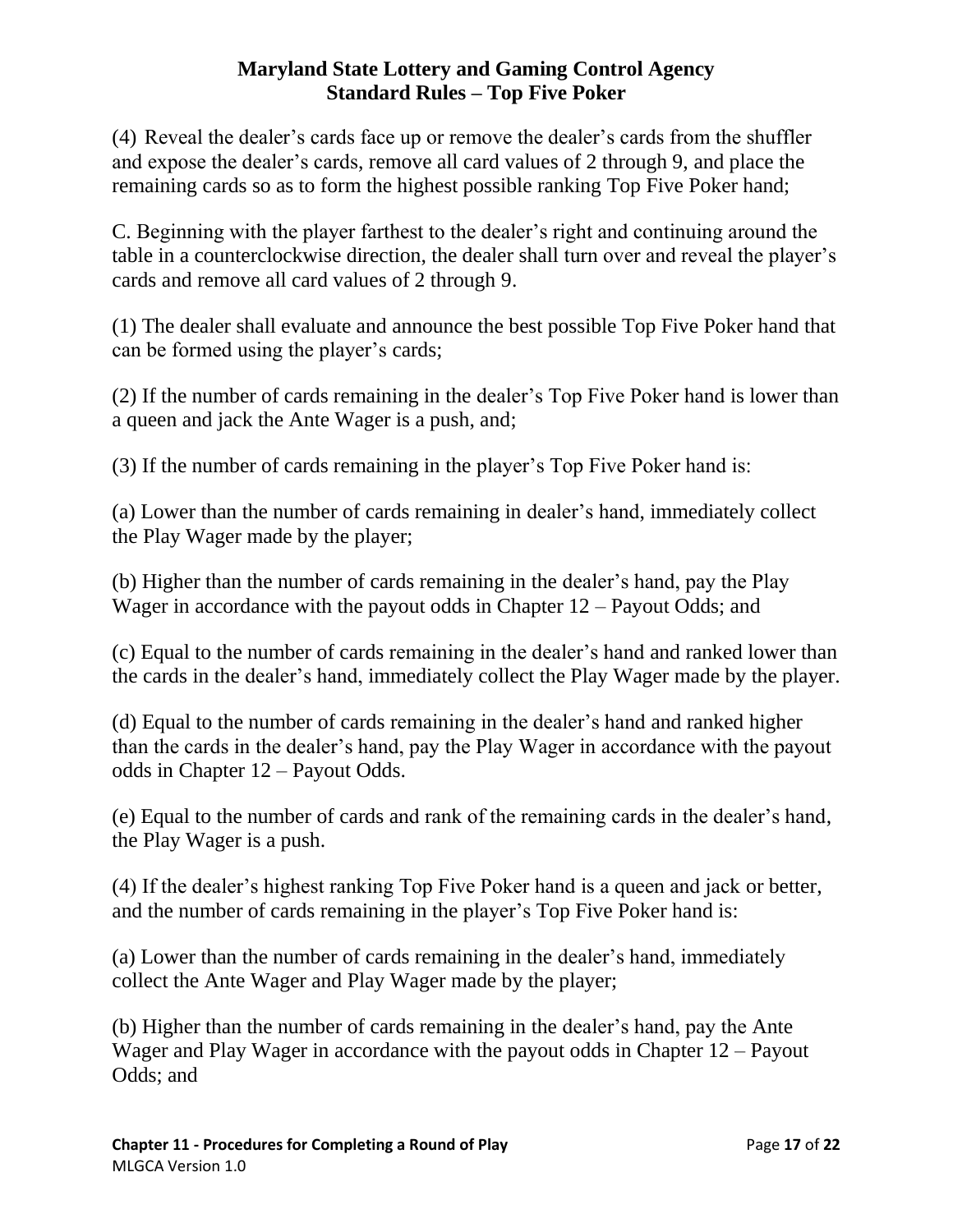(4) Reveal the dealer's cards face up or remove the dealer's cards from the shuffler and expose the dealer's cards, remove all card values of 2 through 9, and place the remaining cards so as to form the highest possible ranking Top Five Poker hand;

C. Beginning with the player farthest to the dealer's right and continuing around the table in a counterclockwise direction, the dealer shall turn over and reveal the player's cards and remove all card values of 2 through 9.

(1) The dealer shall evaluate and announce the best possible Top Five Poker hand that can be formed using the player's cards;

(2) If the number of cards remaining in the dealer's Top Five Poker hand is lower than a queen and jack the Ante Wager is a push, and;

(3) If the number of cards remaining in the player's Top Five Poker hand is:

(a) Lower than the number of cards remaining in dealer's hand, immediately collect the Play Wager made by the player;

(b) Higher than the number of cards remaining in the dealer's hand, pay the Play Wager in accordance with the payout odds in Chapter 12 – Payout Odds; and

(c) Equal to the number of cards remaining in the dealer's hand and ranked lower than the cards in the dealer's hand, immediately collect the Play Wager made by the player.

(d) Equal to the number of cards remaining in the dealer's hand and ranked higher than the cards in the dealer's hand, pay the Play Wager in accordance with the payout odds in Chapter 12 – Payout Odds.

(e) Equal to the number of cards and rank of the remaining cards in the dealer's hand, the Play Wager is a push.

(4) If the dealer's highest ranking Top Five Poker hand is a queen and jack or better, and the number of cards remaining in the player's Top Five Poker hand is:

(a) Lower than the number of cards remaining in the dealer's hand, immediately collect the Ante Wager and Play Wager made by the player;

(b) Higher than the number of cards remaining in the dealer's hand, pay the Ante Wager and Play Wager in accordance with the payout odds in Chapter 12 – Payout Odds; and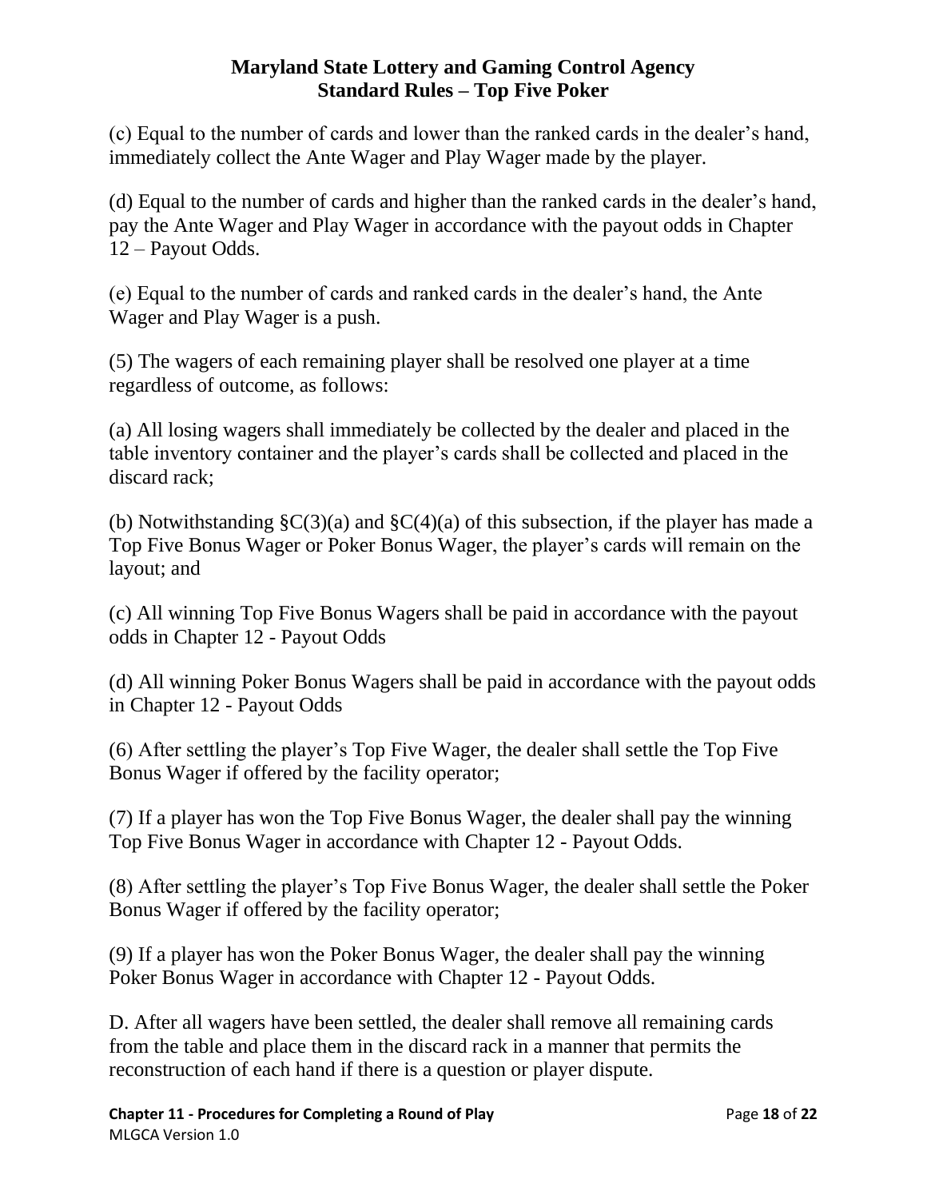(c) Equal to the number of cards and lower than the ranked cards in the dealer's hand, immediately collect the Ante Wager and Play Wager made by the player.

(d) Equal to the number of cards and higher than the ranked cards in the dealer's hand, pay the Ante Wager and Play Wager in accordance with the payout odds in Chapter 12 – Payout Odds.

(e) Equal to the number of cards and ranked cards in the dealer's hand, the Ante Wager and Play Wager is a push.

(5) The wagers of each remaining player shall be resolved one player at a time regardless of outcome, as follows:

(a) All losing wagers shall immediately be collected by the dealer and placed in the table inventory container and the player's cards shall be collected and placed in the discard rack;

(b) Notwithstanding §C(3)(a) and §C(4)(a) of this subsection, if the player has made a Top Five Bonus Wager or Poker Bonus Wager, the player's cards will remain on the layout; and

(c) All winning Top Five Bonus Wagers shall be paid in accordance with the payout odds in Chapter 12 - Payout Odds

(d) All winning Poker Bonus Wagers shall be paid in accordance with the payout odds in Chapter 12 - Payout Odds

(6) After settling the player's Top Five Wager, the dealer shall settle the Top Five Bonus Wager if offered by the facility operator;

(7) If a player has won the Top Five Bonus Wager, the dealer shall pay the winning Top Five Bonus Wager in accordance with Chapter 12 - Payout Odds.

(8) After settling the player's Top Five Bonus Wager, the dealer shall settle the Poker Bonus Wager if offered by the facility operator;

(9) If a player has won the Poker Bonus Wager, the dealer shall pay the winning Poker Bonus Wager in accordance with Chapter 12 - Payout Odds.

D. After all wagers have been settled, the dealer shall remove all remaining cards from the table and place them in the discard rack in a manner that permits the reconstruction of each hand if there is a question or player dispute.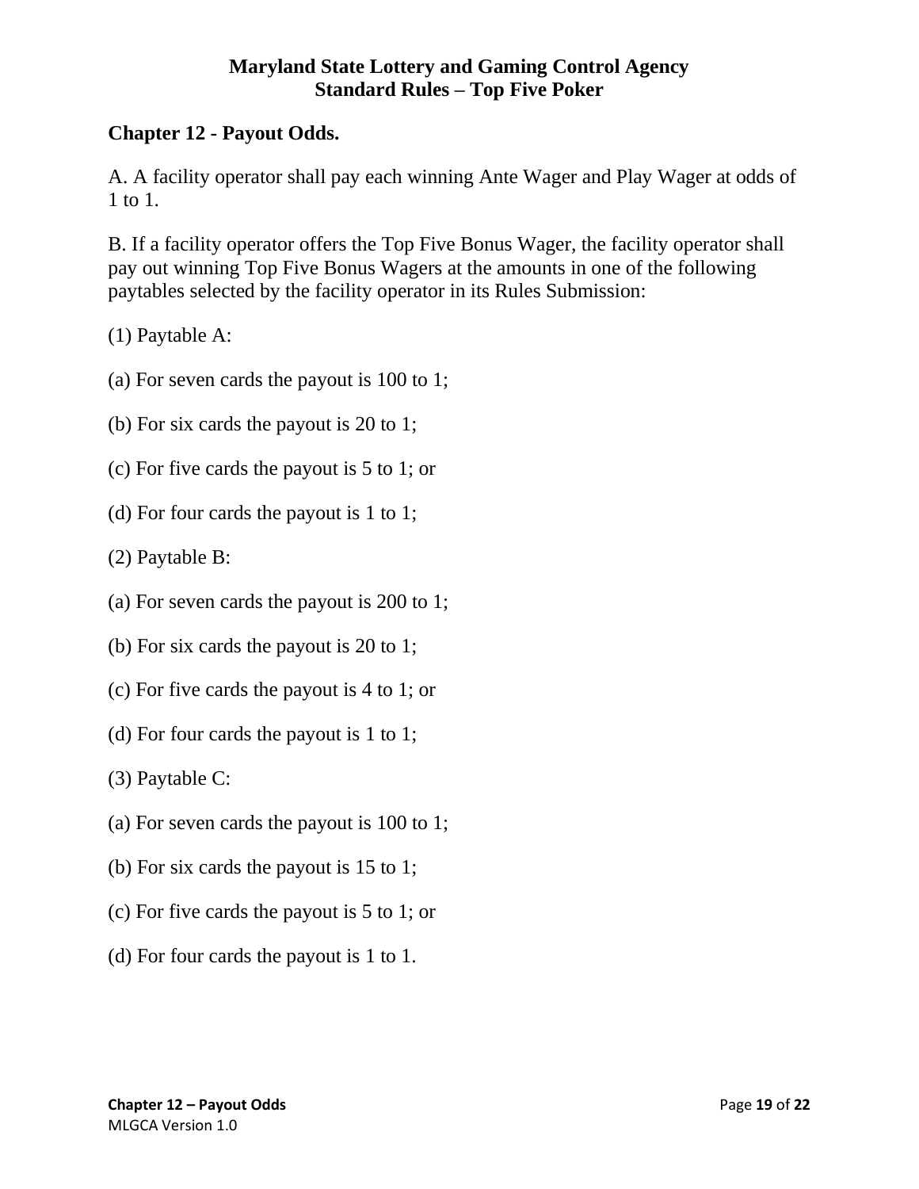## Chapter 12 - Payout Odds.

A. A facility operator shall pay each winning Ante Wager and Play Wager at odds of 1 to 1.

B. If a facility operator offers the Top Five Bonus Wager, the facility operator shall pay out winning Top Five Bonus Wagers at the amounts in one of the following paytables selected by the facility operator in its Rules Submission:

(1) Paytable A:

(a) For seven cards the payout is 100 to 1;

(b) For six cards the payout is 20 to 1;

(c) For five cards the payout is 5 to 1; or

(d) For four cards the payout is 1 to 1;

(2) Paytable B:

(a) For seven cards the payout is 200 to 1;

(b) For six cards the payout is 20 to 1;

(c) For five cards the payout is 4 to 1; or

(d) For four cards the payout is 1 to 1;

(3) Paytable C:

(a) For seven cards the payout is 100 to 1;

(b) For six cards the payout is 15 to 1;

(c) For five cards the payout is 5 to 1; or

(d) For four cards the payout is 1 to 1.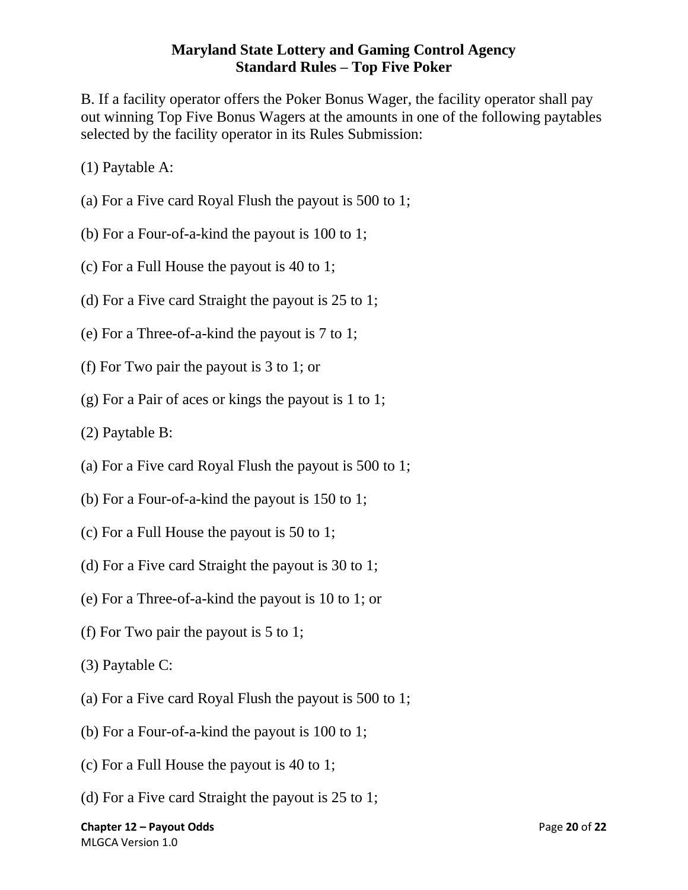B. If a facility operator offers the Poker Bonus Wager, the facility operator shall pay out winning Top Five Bonus Wagers at the amounts in one of the following paytables selected by the facility operator in its Rules Submission:

(1) Paytable A:

(a) For a Five card Royal Flush the payout is 500 to 1;

(b) For a Four-of-a-kind the payout is 100 to 1;

(c) For a Full House the payout is 40 to 1;

(d) For a Five card Straight the payout is 25 to 1;

(e) For a Three-of-a-kind the payout is 7 to 1;

(f) For Two pair the payout is 3 to 1; or

(g) For a Pair of aces or kings the payout is 1 to 1;

(2) Paytable B:

(a) For a Five card Royal Flush the payout is 500 to 1;

(b) For a Four-of-a-kind the payout is 150 to 1;

(c) For a Full House the payout is 50 to 1;

(d) For a Five card Straight the payout is 30 to 1;

(e) For a Three-of-a-kind the payout is 10 to 1; or

(f) For Two pair the payout is 5 to 1;

(3) Paytable C:

(a) For a Five card Royal Flush the payout is 500 to 1;

(b) For a Four-of-a-kind the payout is 100 to 1;

(c) For a Full House the payout is 40 to 1;

(d) For a Five card Straight the payout is 25 to 1;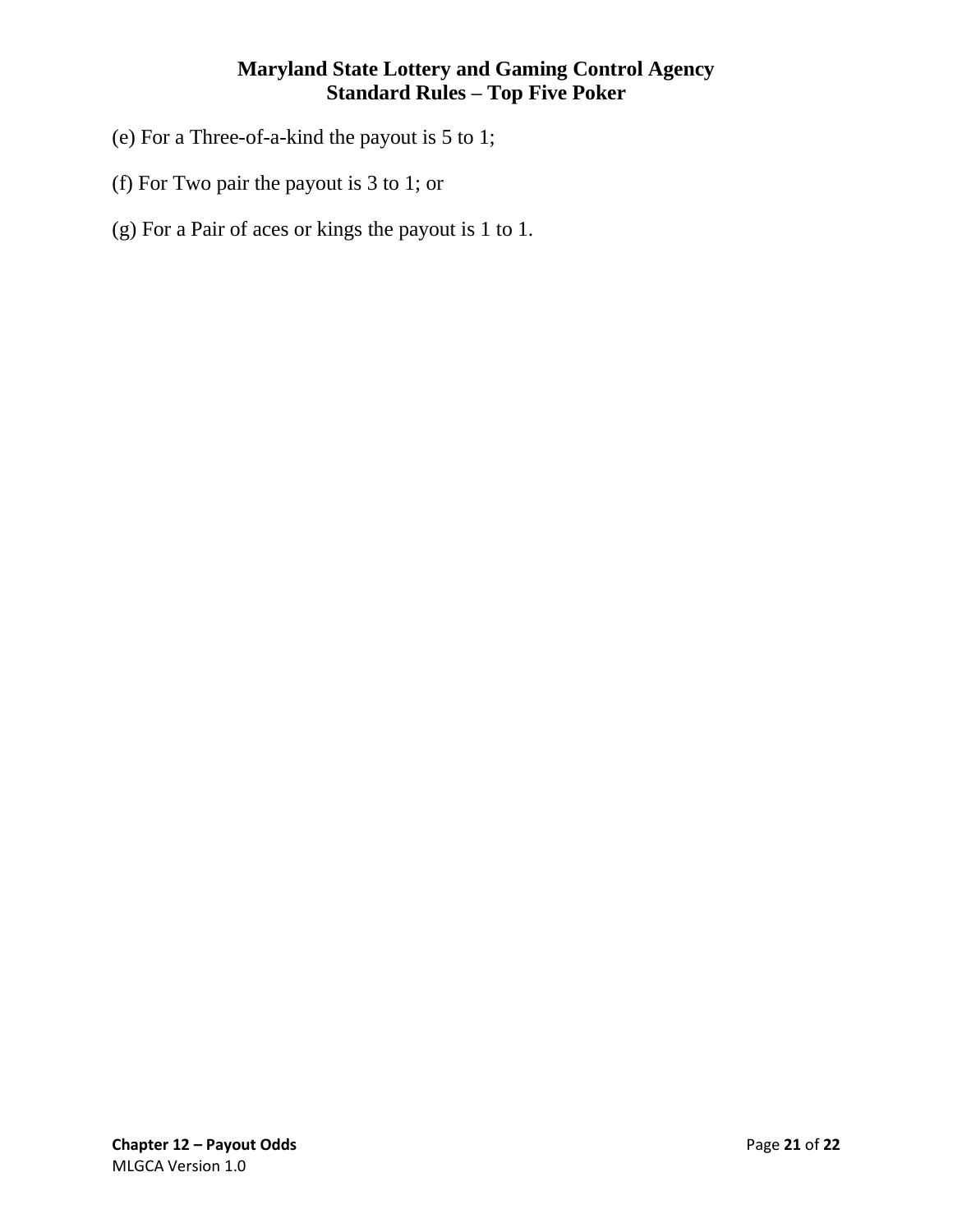(e) For a Three-of-a-kind the payout is 5 to 1;

(f) For Two pair the payout is 3 to 1; or

(g) For a Pair of aces or kings the payout is 1 to 1.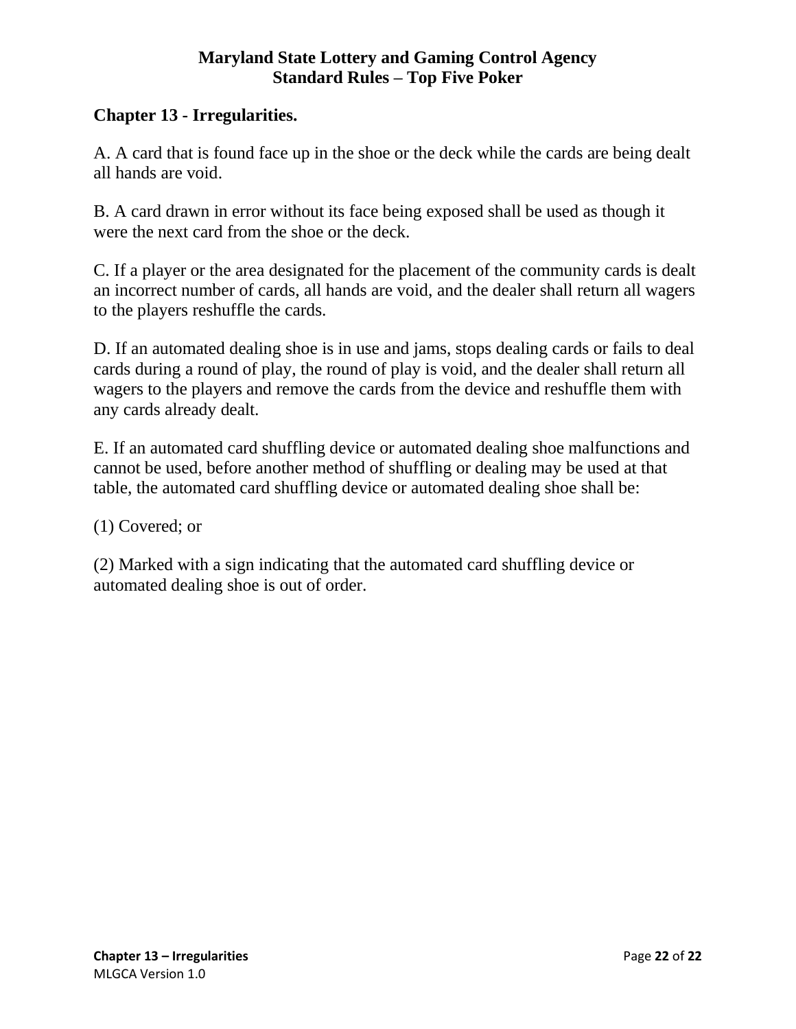## Chapter 13 - Irregularities.

A. A card that is found face up in the shoe or the deck while the cards are being dealt all hands are void.

B. A card drawn in error without its face being exposed shall be used as though it were the next card from the shoe or the deck.

C. If a player or the area designated for the placement of the community cards is dealt an incorrect number of cards, all hands are void, and the dealer shall return all wagers to the players reshuffle the cards.

D. If an automated dealing shoe is in use and jams, stops dealing cards or fails to deal cards during a round of play, the round of play is void, and the dealer shall return all wagers to the players and remove the cards from the device and reshuffle them with any cards already dealt.

E. If an automated card shuffling device or automated dealing shoe malfunctions and cannot be used, before another method of shuffling or dealing may be used at that table, the automated card shuffling device or automated dealing shoe shall be:

(1) Covered; or

(2) Marked with a sign indicating that the automated card shuffling device or automated dealing shoe is out of order.